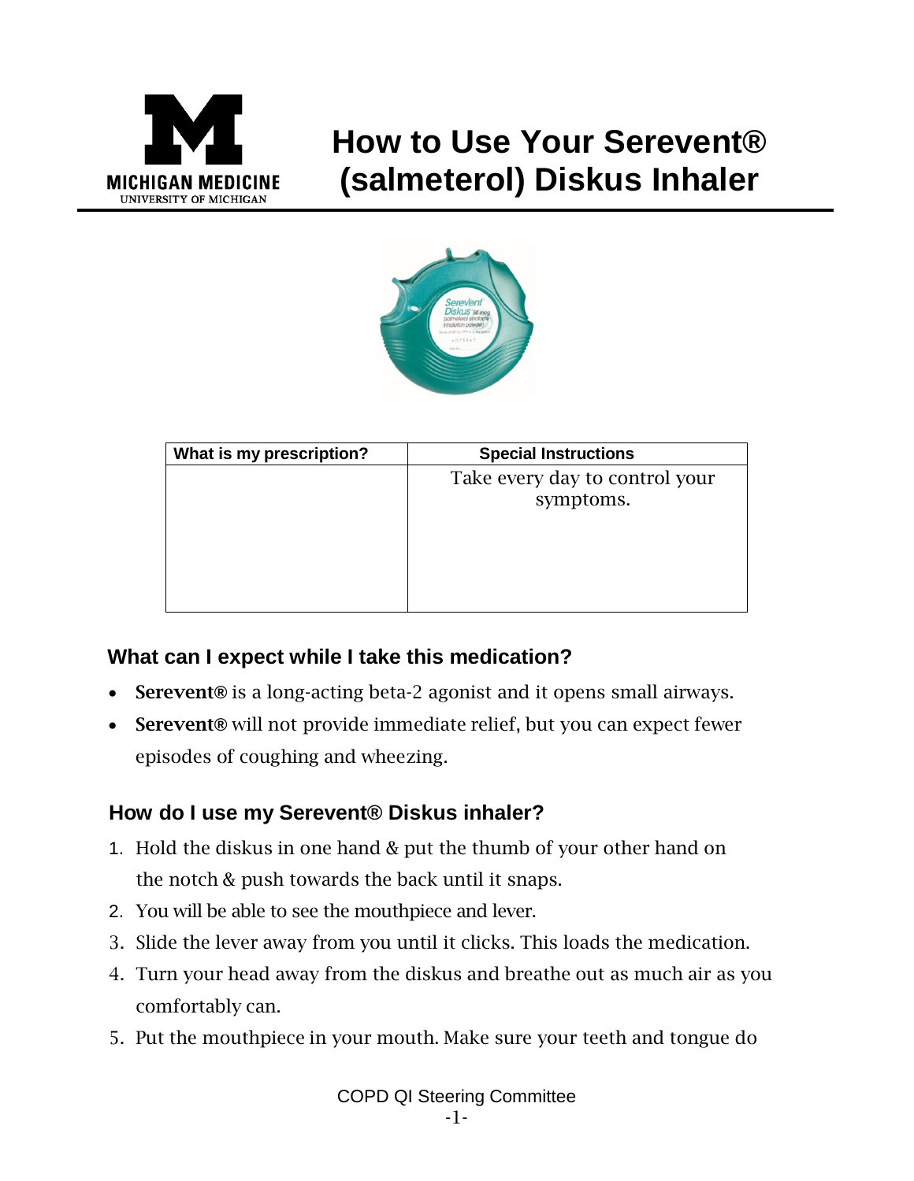# How to Use Your Serevent® (salmeterol) Diskus Inhaler

| What is my prescription? | Special Instructions |
|---|---|
| | Take every day to control your symptoms. |

## What can I expect while I take this medication?

- **Serevent®** is a long-acting beta-2 agonist and it opens small airways.
- **Serevent®** will not provide immediate relief, but you can expect fewer episodes of coughing and wheezing.

## How do I use my Serevent® Diskus inhaler?

1. Hold the diskus in one hand & put the thumb of your other hand on the notch & push towards the back until it snaps.
2. You will be able to see the mouthpiece and lever.
3. Slide the lever away from you until it clicks. This loads the medication.
4. Turn your head away from the diskus and breathe out as much air as you comfortably can.
5. Put the mouthpiece in your mouth. Make sure your teeth and tongue do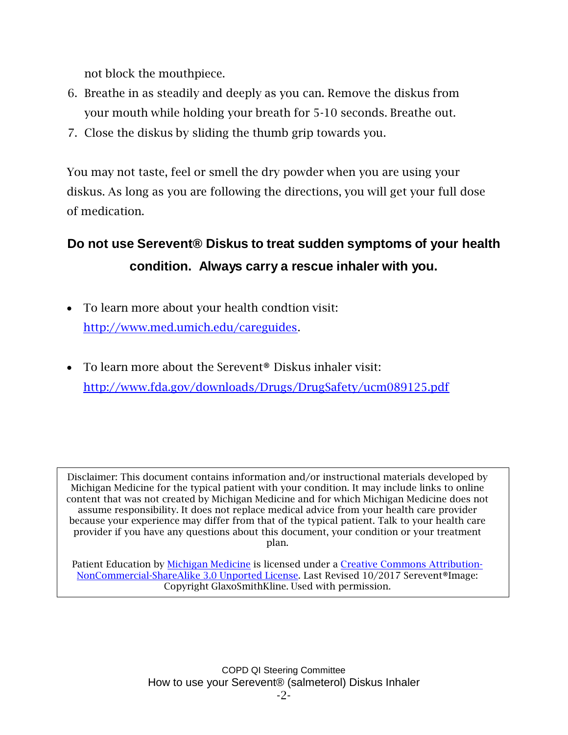not block the mouthpiece.

6. Breathe in as steadily and deeply as you can. Remove the diskus from your mouth while holding your breath for 5-10 seconds. Breathe out.
7. Close the diskus by sliding the thumb grip towards you.

You may not taste, feel or smell the dry powder when you are using your diskus. As long as you are following the directions, you will get your full dose of medication.

**Do not use Serevent® Diskus to treat sudden symptoms of your health condition. Always carry a rescue inhaler with you.**

- To learn more about your health condtion visit: [http://www.med.umich.edu/careguides](http://www.med.umich.edu/careguides).
- To learn more about the Serevent® Diskus inhaler visit: [http://www.fda.gov/downloads/Drugs/DrugSafety/ucm089125.pdf](http://www.fda.gov/downloads/Drugs/DrugSafety/ucm089125.pdf)

Disclaimer: This document contains information and/or instructional materials developed by Michigan Medicine for the typical patient with your condition. It may include links to online content that was not created by Michigan Medicine and for which Michigan Medicine does not assume responsibility. It does not replace medical advice from your health care provider because your experience may differ from that of the typical patient. Talk to your health care provider if you have any questions about this document, your condition or your treatment plan.

Patient Education by Michigan Medicine is licensed under a Creative Commons Attribution-NonCommercial-ShareAlike 3.0 Unported License. Last Revised 10/2017 Serevent®Image: Copyright GlaxoSmithKline. Used with permission.

COPD QI Steering Committee
How to use your Serevent® (salmeterol) Diskus Inhaler